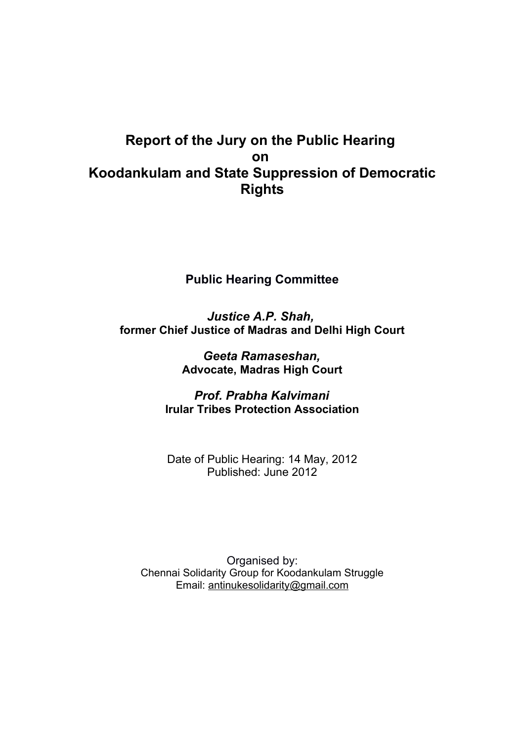# Report of the Jury on the Public Hearing on Koodankulam and State Suppression of Democratic Rights

**Public Hearing Committee**

***Justice A.P. Shah,***
**former Chief Justice of Madras and Delhi High Court**

***Geeta Ramaseshan,***
**Advocate, Madras High Court**

***Prof. Prabha Kalvimani***
**Irular Tribes Protection Association**

Date of Public Hearing: 14 May, 2012
Published: June 2012

Organised by:
Chennai Solidarity Group for Koodankulam Struggle
Email: antinukesolidarity@gmail.com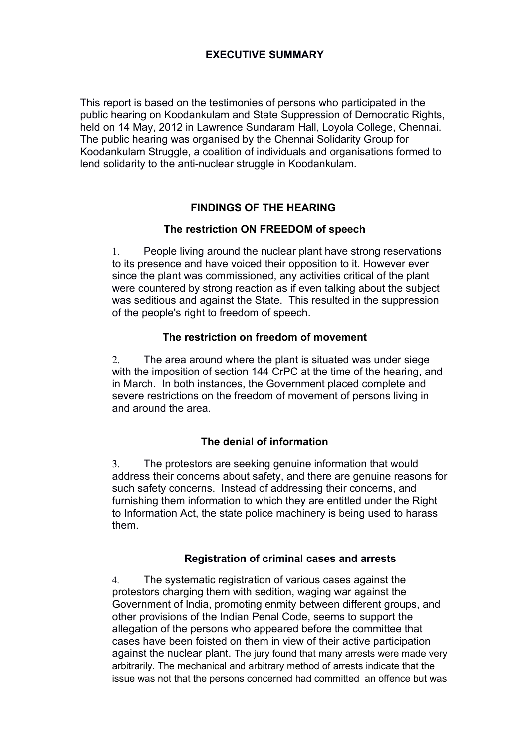## EXECUTIVE SUMMARY

This report is based on the testimonies of persons who participated in the public hearing on Koodankulam and State Suppression of Democratic Rights, held on 14 May, 2012 in Lawrence Sundaram Hall, Loyola College, Chennai. The public hearing was organised by the Chennai Solidarity Group for Koodankulam Struggle, a coalition of individuals and organisations formed to lend solidarity to the anti-nuclear struggle in Koodankulam.

## FINDINGS OF THE HEARING

### The restriction ON FREEDOM of speech

1. People living around the nuclear plant have strong reservations to its presence and have voiced their opposition to it. However ever since the plant was commissioned, any activities critical of the plant were countered by strong reaction as if even talking about the subject was seditious and against the State. This resulted in the suppression of the people's right to freedom of speech.

### The restriction on freedom of movement

2. The area around where the plant is situated was under siege with the imposition of section 144 CrPC at the time of the hearing, and in March. In both instances, the Government placed complete and severe restrictions on the freedom of movement of persons living in and around the area.

### The denial of information

3. The protestors are seeking genuine information that would address their concerns about safety, and there are genuine reasons for such safety concerns. Instead of addressing their concerns, and furnishing them information to which they are entitled under the Right to Information Act, the state police machinery is being used to harass them.

### Registration of criminal cases and arrests

4. The systematic registration of various cases against the protestors charging them with sedition, waging war against the Government of India, promoting enmity between different groups, and other provisions of the Indian Penal Code, seems to support the allegation of the persons who appeared before the committee that cases have been foisted on them in view of their active participation against the nuclear plant. The jury found that many arrests were made very arbitrarily. The mechanical and arbitrary method of arrests indicate that the issue was not that the persons concerned had committed an offence but was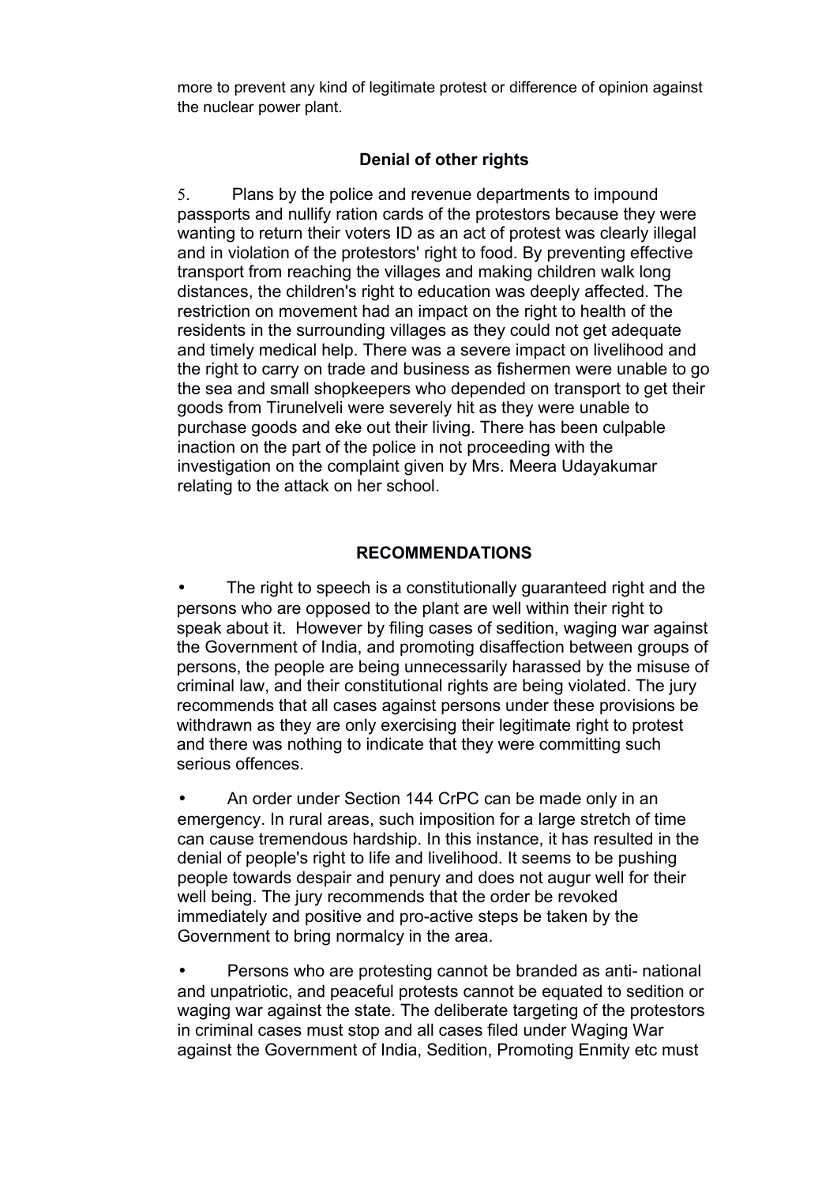more to prevent any kind of legitimate protest or difference of opinion against the nuclear power plant.

### Denial of other rights

5. Plans by the police and revenue departments to impound passports and nullify ration cards of the protestors because they were wanting to return their voters ID as an act of protest was clearly illegal and in violation of the protestors' right to food. By preventing effective transport from reaching the villages and making children walk long distances, the children's right to education was deeply affected. The restriction on movement had an impact on the right to health of the residents in the surrounding villages as they could not get adequate and timely medical help. There was a severe impact on livelihood and the right to carry on trade and business as fishermen were unable to go the sea and small shopkeepers who depended on transport to get their goods from Tirunelveli were severely hit as they were unable to purchase goods and eke out their living. There has been culpable inaction on the part of the police in not proceeding with the investigation on the complaint given by Mrs. Meera Udayakumar relating to the attack on her school.

## RECOMMENDATIONS

- The right to speech is a constitutionally guaranteed right and the persons who are opposed to the plant are well within their right to speak about it. However by filing cases of sedition, waging war against the Government of India, and promoting disaffection between groups of persons, the people are being unnecessarily harassed by the misuse of criminal law, and their constitutional rights are being violated. The jury recommends that all cases against persons under these provisions be withdrawn as they are only exercising their legitimate right to protest and there was nothing to indicate that they were committing such serious offences.

- An order under Section 144 CrPC can be made only in an emergency. In rural areas, such imposition for a large stretch of time can cause tremendous hardship. In this instance, it has resulted in the denial of people's right to life and livelihood. It seems to be pushing people towards despair and penury and does not augur well for their well being. The jury recommends that the order be revoked immediately and positive and pro-active steps be taken by the Government to bring normalcy in the area.

- Persons who are protesting cannot be branded as anti- national and unpatriotic, and peaceful protests cannot be equated to sedition or waging war against the state. The deliberate targeting of the protestors in criminal cases must stop and all cases filed under Waging War against the Government of India, Sedition, Promoting Enmity etc must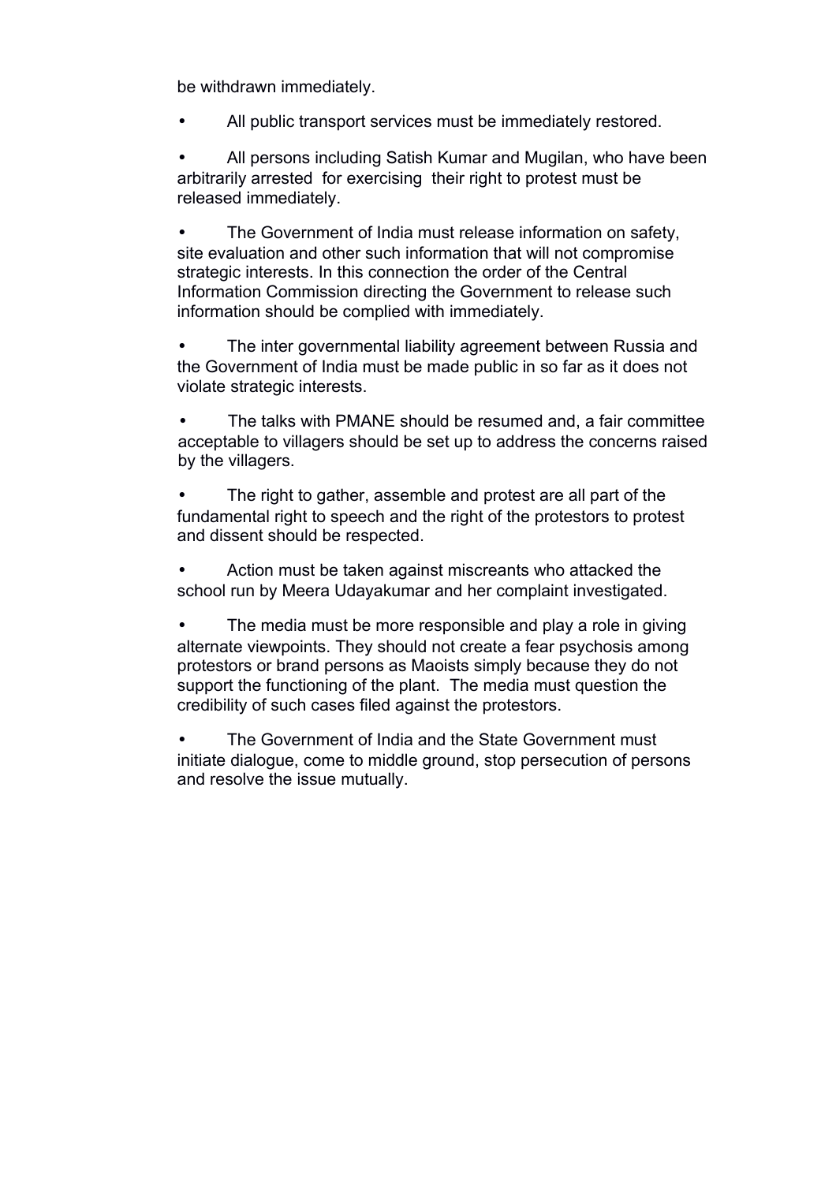be withdrawn immediately.

- All public transport services must be immediately restored.
- All persons including Satish Kumar and Mugilan, who have been arbitrarily arrested for exercising their right to protest must be released immediately.
- The Government of India must release information on safety, site evaluation and other such information that will not compromise strategic interests. In this connection the order of the Central Information Commission directing the Government to release such information should be complied with immediately.
- The inter governmental liability agreement between Russia and the Government of India must be made public in so far as it does not violate strategic interests.
- The talks with PMANE should be resumed and, a fair committee acceptable to villagers should be set up to address the concerns raised by the villagers.
- The right to gather, assemble and protest are all part of the fundamental right to speech and the right of the protestors to protest and dissent should be respected.
- Action must be taken against miscreants who attacked the school run by Meera Udayakumar and her complaint investigated.
- The media must be more responsible and play a role in giving alternate viewpoints. They should not create a fear psychosis among protestors or brand persons as Maoists simply because they do not support the functioning of the plant. The media must question the credibility of such cases filed against the protestors.
- The Government of India and the State Government must initiate dialogue, come to middle ground, stop persecution of persons and resolve the issue mutually.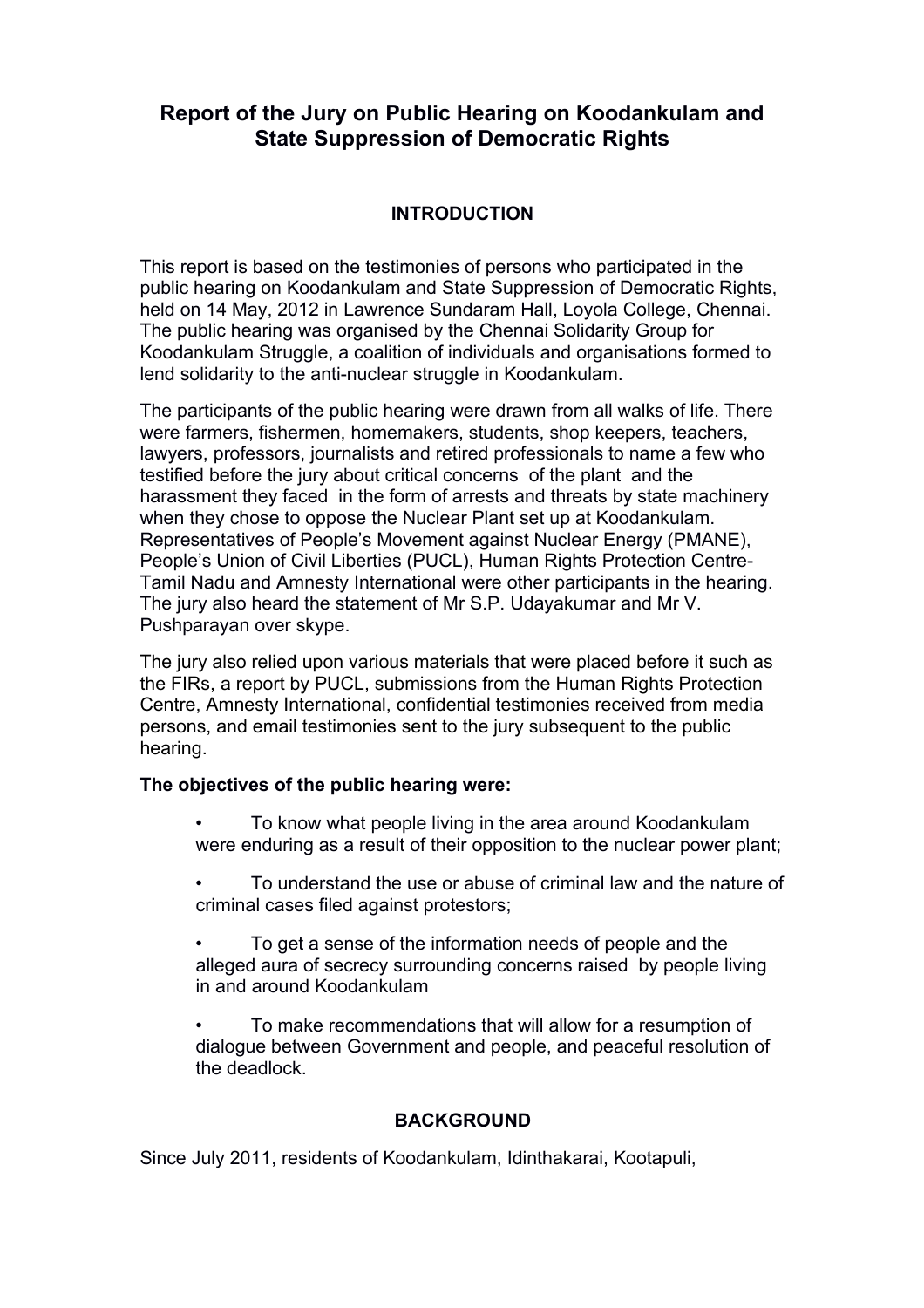# Report of the Jury on Public Hearing on Koodankulam and State Suppression of Democratic Rights

## INTRODUCTION

This report is based on the testimonies of persons who participated in the public hearing on Koodankulam and State Suppression of Democratic Rights, held on 14 May, 2012 in Lawrence Sundaram Hall, Loyola College, Chennai. The public hearing was organised by the Chennai Solidarity Group for Koodankulam Struggle, a coalition of individuals and organisations formed to lend solidarity to the anti-nuclear struggle in Koodankulam.

The participants of the public hearing were drawn from all walks of life. There were farmers, fishermen, homemakers, students, shop keepers, teachers, lawyers, professors, journalists and retired professionals to name a few who testified before the jury about critical concerns of the plant and the harassment they faced in the form of arrests and threats by state machinery when they chose to oppose the Nuclear Plant set up at Koodankulam. Representatives of People's Movement against Nuclear Energy (PMANE), People's Union of Civil Liberties (PUCL), Human Rights Protection Centre-Tamil Nadu and Amnesty International were other participants in the hearing. The jury also heard the statement of Mr S.P. Udayakumar and Mr V. Pushparayan over skype.

The jury also relied upon various materials that were placed before it such as the FIRs, a report by PUCL, submissions from the Human Rights Protection Centre, Amnesty International, confidential testimonies received from media persons, and email testimonies sent to the jury subsequent to the public hearing.

**The objectives of the public hearing were:**

- To know what people living in the area around Koodankulam were enduring as a result of their opposition to the nuclear power plant;
- To understand the use or abuse of criminal law and the nature of criminal cases filed against protestors;
- To get a sense of the information needs of people and the alleged aura of secrecy surrounding concerns raised by people living in and around Koodankulam
- To make recommendations that will allow for a resumption of dialogue between Government and people, and peaceful resolution of the deadlock.

## BACKGROUND

Since July 2011, residents of Koodankulam, Idinthakarai, Kootapuli,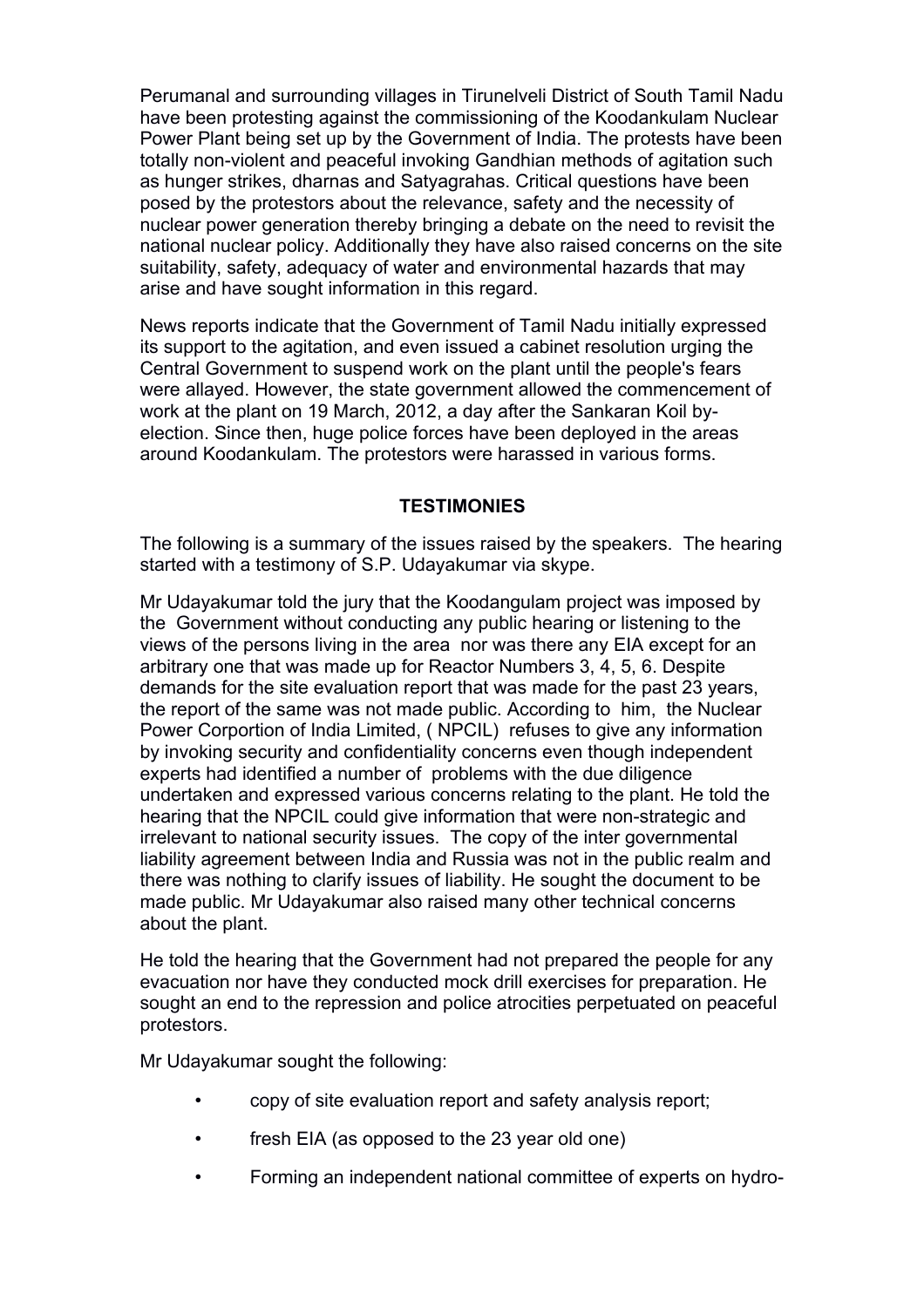Perumanal and surrounding villages in Tirunelveli District of South Tamil Nadu have been protesting against the commissioning of the Koodankulam Nuclear Power Plant being set up by the Government of India. The protests have been totally non-violent and peaceful invoking Gandhian methods of agitation such as hunger strikes, dharnas and Satyagrahas. Critical questions have been posed by the protestors about the relevance, safety and the necessity of nuclear power generation thereby bringing a debate on the need to revisit the national nuclear policy. Additionally they have also raised concerns on the site suitability, safety, adequacy of water and environmental hazards that may arise and have sought information in this regard.

News reports indicate that the Government of Tamil Nadu initially expressed its support to the agitation, and even issued a cabinet resolution urging the Central Government to suspend work on the plant until the people's fears were allayed. However, the state government allowed the commencement of work at the plant on 19 March, 2012, a day after the Sankaran Koil by-election. Since then, huge police forces have been deployed in the areas around Koodankulam. The protestors were harassed in various forms.

## TESTIMONIES

The following is a summary of the issues raised by the speakers. The hearing started with a testimony of S.P. Udayakumar via skype.

Mr Udayakumar told the jury that the Koodangulam project was imposed by the Government without conducting any public hearing or listening to the views of the persons living in the area nor was there any EIA except for an arbitrary one that was made up for Reactor Numbers 3, 4, 5, 6. Despite demands for the site evaluation report that was made for the past 23 years, the report of the same was not made public. According to him, the Nuclear Power Corportion of India Limited, ( NPCIL) refuses to give any information by invoking security and confidentiality concerns even though independent experts had identified a number of problems with the due diligence undertaken and expressed various concerns relating to the plant. He told the hearing that the NPCIL could give information that were non-strategic and irrelevant to national security issues. The copy of the inter governmental liability agreement between India and Russia was not in the public realm and there was nothing to clarify issues of liability. He sought the document to be made public. Mr Udayakumar also raised many other technical concerns about the plant.

He told the hearing that the Government had not prepared the people for any evacuation nor have they conducted mock drill exercises for preparation. He sought an end to the repression and police atrocities perpetuated on peaceful protestors.

Mr Udayakumar sought the following:

- copy of site evaluation report and safety analysis report;
- fresh EIA (as opposed to the 23 year old one)
- Forming an independent national committee of experts on hydro-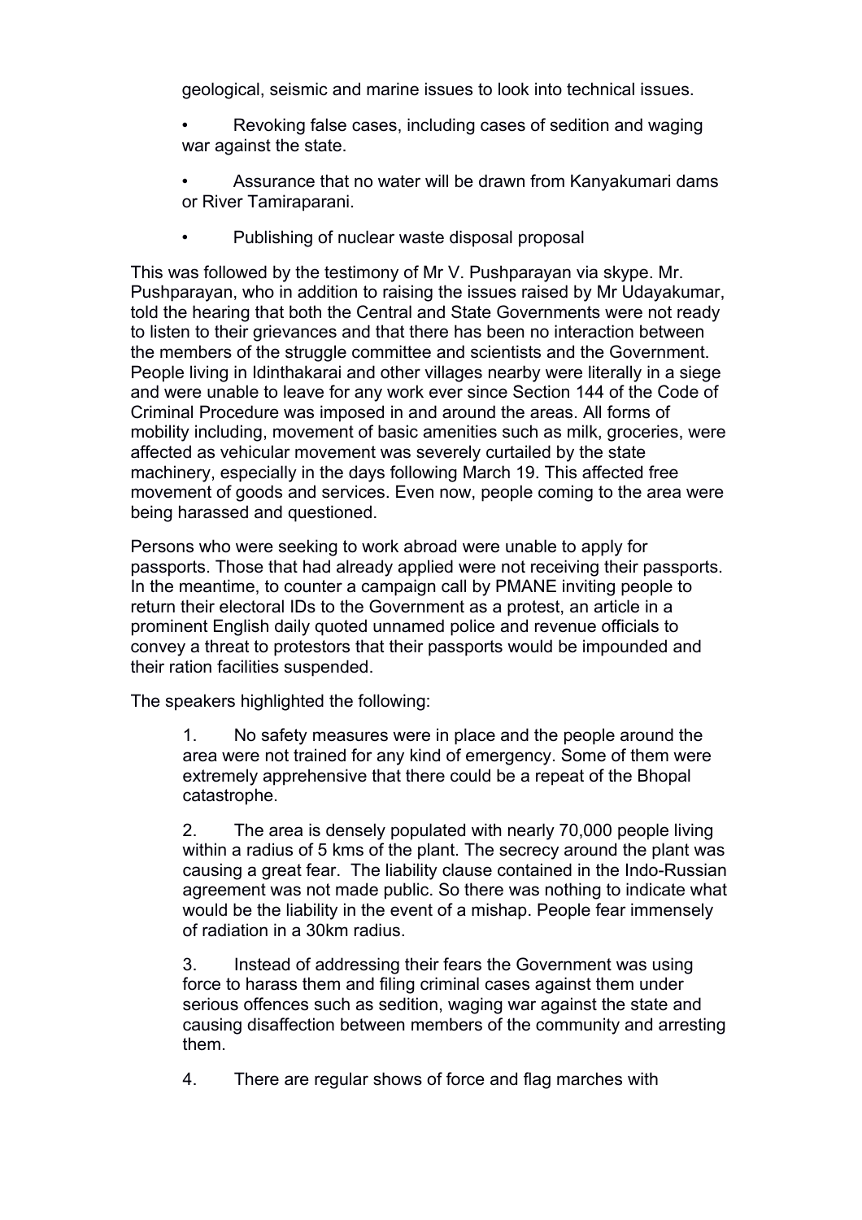geological, seismic and marine issues to look into technical issues.

- Revoking false cases, including cases of sedition and waging war against the state.
- Assurance that no water will be drawn from Kanyakumari dams or River Tamiraparani.
- Publishing of nuclear waste disposal proposal

This was followed by the testimony of Mr V. Pushparayan via skype. Mr. Pushparayan, who in addition to raising the issues raised by Mr Udayakumar, told the hearing that both the Central and State Governments were not ready to listen to their grievances and that there has been no interaction between the members of the struggle committee and scientists and the Government. People living in Idinthakarai and other villages nearby were literally in a siege and were unable to leave for any work ever since Section 144 of the Code of Criminal Procedure was imposed in and around the areas. All forms of mobility including, movement of basic amenities such as milk, groceries, were affected as vehicular movement was severely curtailed by the state machinery, especially in the days following March 19. This affected free movement of goods and services. Even now, people coming to the area were being harassed and questioned.

Persons who were seeking to work abroad were unable to apply for passports. Those that had already applied were not receiving their passports. In the meantime, to counter a campaign call by PMANE inviting people to return their electoral IDs to the Government as a protest, an article in a prominent English daily quoted unnamed police and revenue officials to convey a threat to protestors that their passports would be impounded and their ration facilities suspended.

The speakers highlighted the following:

1. No safety measures were in place and the people around the area were not trained for any kind of emergency. Some of them were extremely apprehensive that there could be a repeat of the Bhopal catastrophe.

2. The area is densely populated with nearly 70,000 people living within a radius of 5 kms of the plant. The secrecy around the plant was causing a great fear. The liability clause contained in the Indo-Russian agreement was not made public. So there was nothing to indicate what would be the liability in the event of a mishap. People fear immensely of radiation in a 30km radius.

3. Instead of addressing their fears the Government was using force to harass them and filing criminal cases against them under serious offences such as sedition, waging war against the state and causing disaffection between members of the community and arresting them.

4. There are regular shows of force and flag marches with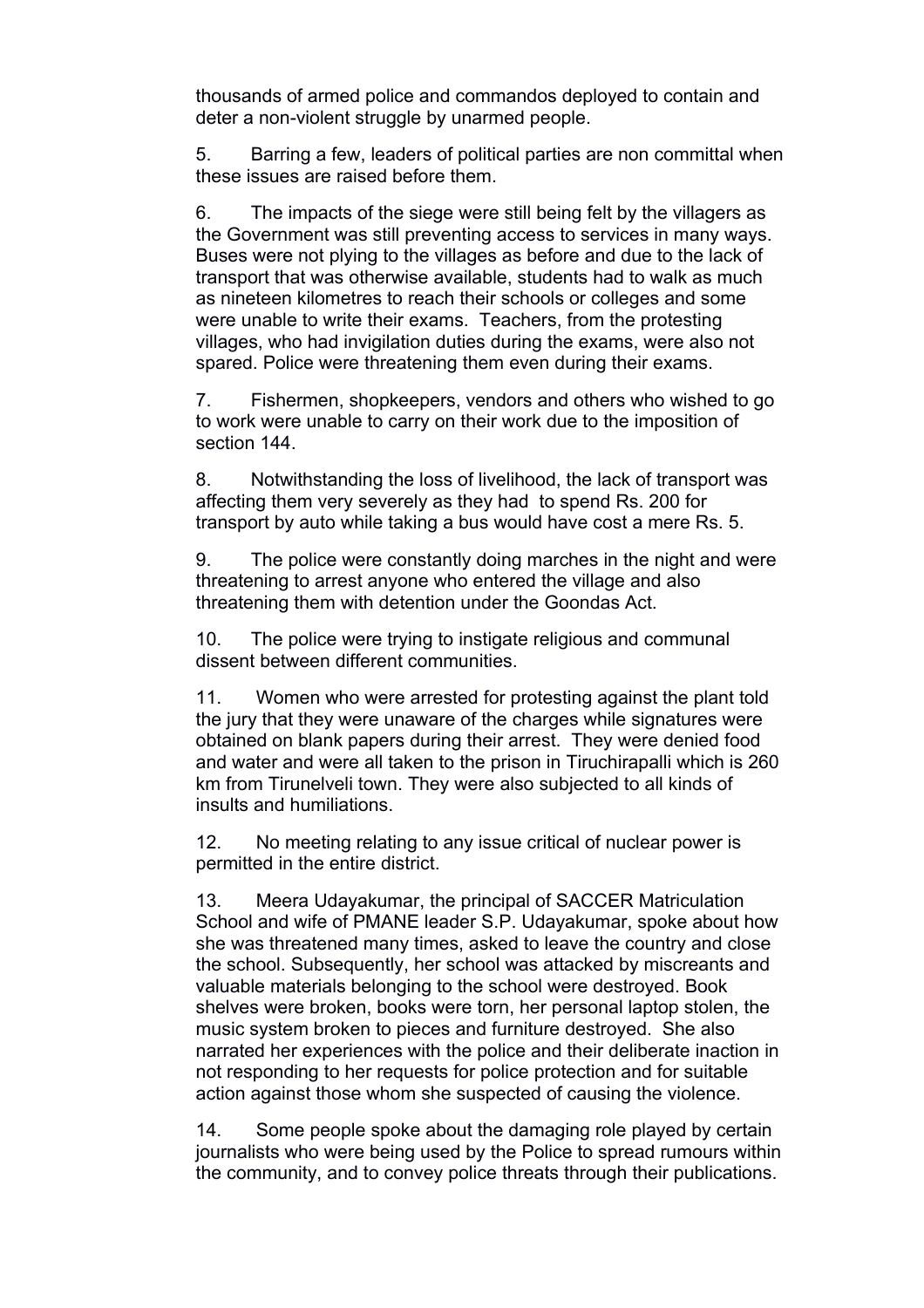thousands of armed police and commandos deployed to contain and deter a non-violent struggle by unarmed people.

5. Barring a few, leaders of political parties are non committal when these issues are raised before them.

6. The impacts of the siege were still being felt by the villagers as the Government was still preventing access to services in many ways. Buses were not plying to the villages as before and due to the lack of transport that was otherwise available, students had to walk as much as nineteen kilometres to reach their schools or colleges and some were unable to write their exams. Teachers, from the protesting villages, who had invigilation duties during the exams, were also not spared. Police were threatening them even during their exams.

7. Fishermen, shopkeepers, vendors and others who wished to go to work were unable to carry on their work due to the imposition of section 144.

8. Notwithstanding the loss of livelihood, the lack of transport was affecting them very severely as they had to spend Rs. 200 for transport by auto while taking a bus would have cost a mere Rs. 5.

9. The police were constantly doing marches in the night and were threatening to arrest anyone who entered the village and also threatening them with detention under the Goondas Act.

10. The police were trying to instigate religious and communal dissent between different communities.

11. Women who were arrested for protesting against the plant told the jury that they were unaware of the charges while signatures were obtained on blank papers during their arrest. They were denied food and water and were all taken to the prison in Tiruchirapalli which is 260 km from Tirunelveli town. They were also subjected to all kinds of insults and humiliations.

12. No meeting relating to any issue critical of nuclear power is permitted in the entire district.

13. Meera Udayakumar, the principal of SACCER Matriculation School and wife of PMANE leader S.P. Udayakumar, spoke about how she was threatened many times, asked to leave the country and close the school. Subsequently, her school was attacked by miscreants and valuable materials belonging to the school were destroyed. Book shelves were broken, books were torn, her personal laptop stolen, the music system broken to pieces and furniture destroyed. She also narrated her experiences with the police and their deliberate inaction in not responding to her requests for police protection and for suitable action against those whom she suspected of causing the violence.

14. Some people spoke about the damaging role played by certain journalists who were being used by the Police to spread rumours within the community, and to convey police threats through their publications.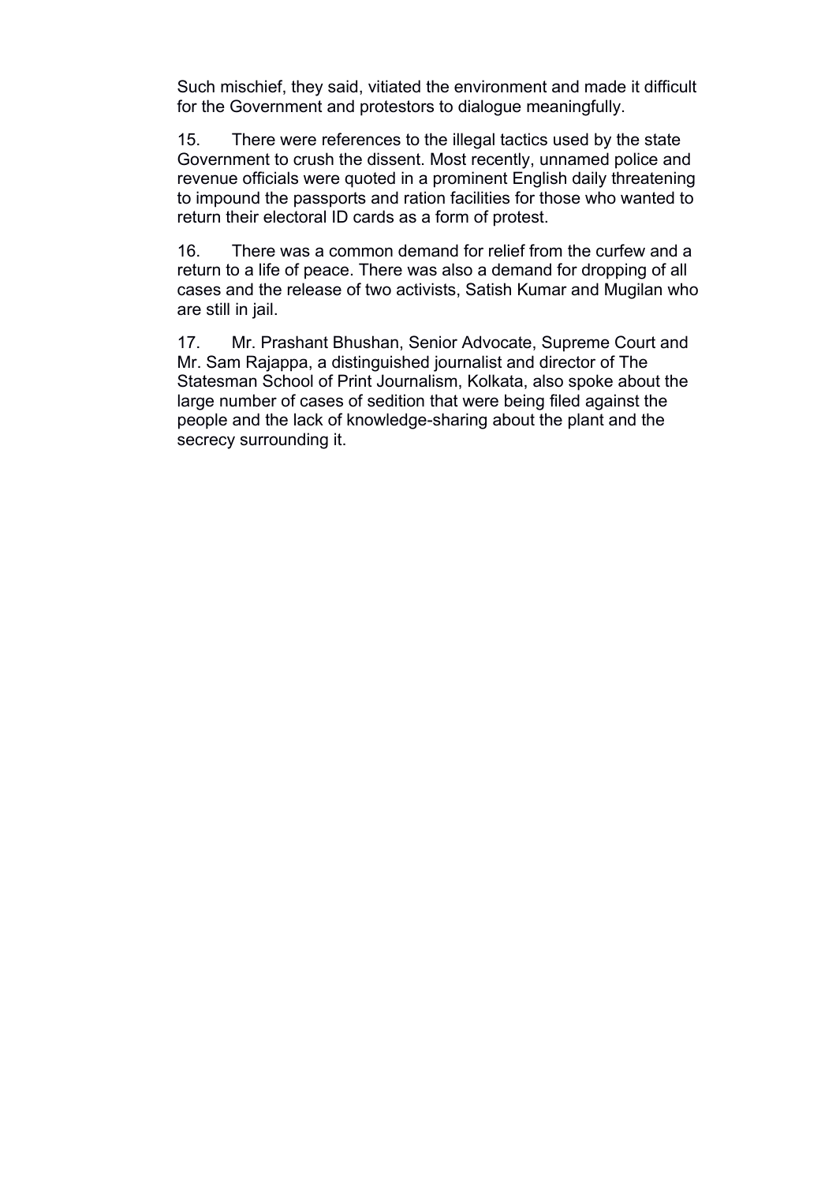Such mischief, they said, vitiated the environment and made it difficult for the Government and protestors to dialogue meaningfully.

15. There were references to the illegal tactics used by the state Government to crush the dissent. Most recently, unnamed police and revenue officials were quoted in a prominent English daily threatening to impound the passports and ration facilities for those who wanted to return their electoral ID cards as a form of protest.

16. There was a common demand for relief from the curfew and a return to a life of peace. There was also a demand for dropping of all cases and the release of two activists, Satish Kumar and Mugilan who are still in jail.

17. Mr. Prashant Bhushan, Senior Advocate, Supreme Court and Mr. Sam Rajappa, a distinguished journalist and director of The Statesman School of Print Journalism, Kolkata, also spoke about the large number of cases of sedition that were being filed against the people and the lack of knowledge-sharing about the plant and the secrecy surrounding it.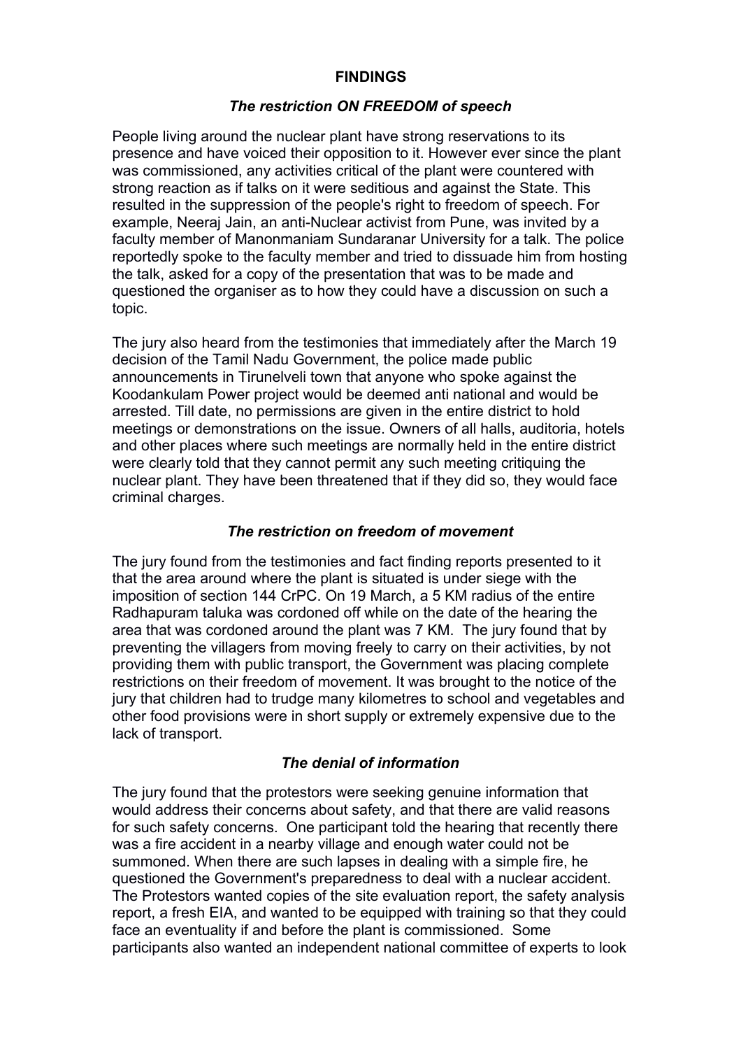## FINDINGS

### *The restriction ON FREEDOM of speech*

People living around the nuclear plant have strong reservations to its presence and have voiced their opposition to it. However ever since the plant was commissioned, any activities critical of the plant were countered with strong reaction as if talks on it were seditious and against the State. This resulted in the suppression of the people's right to freedom of speech. For example, Neeraj Jain, an anti-Nuclear activist from Pune, was invited by a faculty member of Manonmaniam Sundaranar University for a talk. The police reportedly spoke to the faculty member and tried to dissuade him from hosting the talk, asked for a copy of the presentation that was to be made and questioned the organiser as to how they could have a discussion on such a topic.

The jury also heard from the testimonies that immediately after the March 19 decision of the Tamil Nadu Government, the police made public announcements in Tirunelveli town that anyone who spoke against the Koodankulam Power project would be deemed anti national and would be arrested. Till date, no permissions are given in the entire district to hold meetings or demonstrations on the issue. Owners of all halls, auditoria, hotels and other places where such meetings are normally held in the entire district were clearly told that they cannot permit any such meeting critiquing the nuclear plant. They have been threatened that if they did so, they would face criminal charges.

### *The restriction on freedom of movement*

The jury found from the testimonies and fact finding reports presented to it that the area around where the plant is situated is under siege with the imposition of section 144 CrPC. On 19 March, a 5 KM radius of the entire Radhapuram taluka was cordoned off while on the date of the hearing the area that was cordoned around the plant was 7 KM. The jury found that by preventing the villagers from moving freely to carry on their activities, by not providing them with public transport, the Government was placing complete restrictions on their freedom of movement. It was brought to the notice of the jury that children had to trudge many kilometres to school and vegetables and other food provisions were in short supply or extremely expensive due to the lack of transport.

### *The denial of information*

The jury found that the protestors were seeking genuine information that would address their concerns about safety, and that there are valid reasons for such safety concerns. One participant told the hearing that recently there was a fire accident in a nearby village and enough water could not be summoned. When there are such lapses in dealing with a simple fire, he questioned the Government's preparedness to deal with a nuclear accident. The Protestors wanted copies of the site evaluation report, the safety analysis report, a fresh EIA, and wanted to be equipped with training so that they could face an eventuality if and before the plant is commissioned. Some participants also wanted an independent national committee of experts to look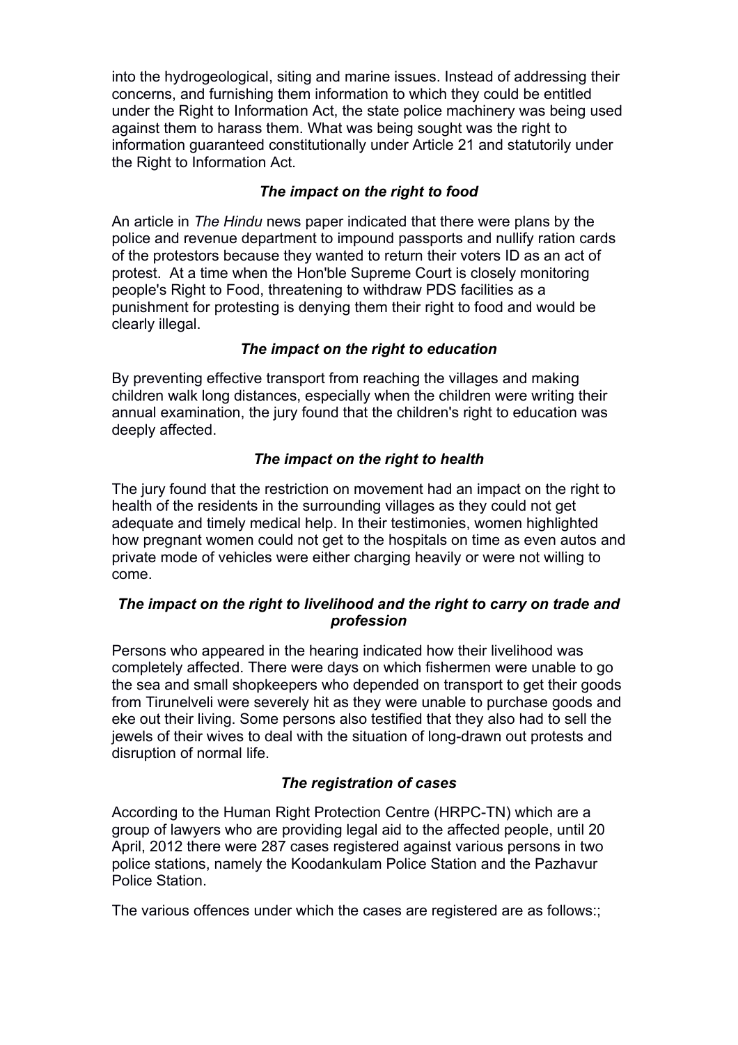into the hydrogeological, siting and marine issues. Instead of addressing their concerns, and furnishing them information to which they could be entitled under the Right to Information Act, the state police machinery was being used against them to harass them. What was being sought was the right to information guaranteed constitutionally under Article 21 and statutorily under the Right to Information Act.

### *The impact on the right to food*

An article in *The Hindu* news paper indicated that there were plans by the police and revenue department to impound passports and nullify ration cards of the protestors because they wanted to return their voters ID as an act of protest. At a time when the Hon'ble Supreme Court is closely monitoring people's Right to Food, threatening to withdraw PDS facilities as a punishment for protesting is denying them their right to food and would be clearly illegal.

### *The impact on the right to education*

By preventing effective transport from reaching the villages and making children walk long distances, especially when the children were writing their annual examination, the jury found that the children's right to education was deeply affected.

### *The impact on the right to health*

The jury found that the restriction on movement had an impact on the right to health of the residents in the surrounding villages as they could not get adequate and timely medical help. In their testimonies, women highlighted how pregnant women could not get to the hospitals on time as even autos and private mode of vehicles were either charging heavily or were not willing to come.

### *The impact on the right to livelihood and the right to carry on trade and profession*

Persons who appeared in the hearing indicated how their livelihood was completely affected. There were days on which fishermen were unable to go the sea and small shopkeepers who depended on transport to get their goods from Tirunelveli were severely hit as they were unable to purchase goods and eke out their living. Some persons also testified that they also had to sell the jewels of their wives to deal with the situation of long-drawn out protests and disruption of normal life.

### *The registration of cases*

According to the Human Right Protection Centre (HRPC-TN) which are a group of lawyers who are providing legal aid to the affected people, until 20 April, 2012 there were 287 cases registered against various persons in two police stations, namely the Koodankulam Police Station and the Pazhavur Police Station.

The various offences under which the cases are registered are as follows:;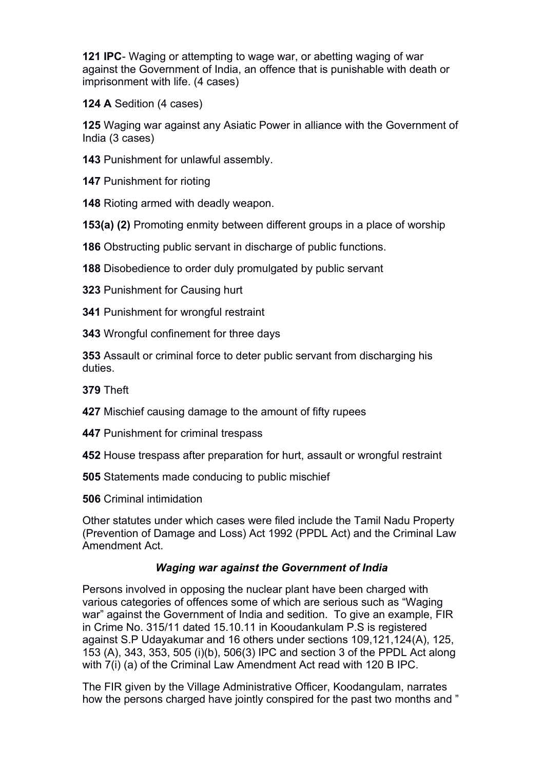**121 IPC**- Waging or attempting to wage war, or abetting waging of war against the Government of India, an offence that is punishable with death or imprisonment with life. (4 cases)

**124 A** Sedition (4 cases)

**125** Waging war against any Asiatic Power in alliance with the Government of India (3 cases)

**143** Punishment for unlawful assembly.

**147** Punishment for rioting

**148** Rioting armed with deadly weapon.

**153(a) (2)** Promoting enmity between different groups in a place of worship

**186** Obstructing public servant in discharge of public functions.

**188** Disobedience to order duly promulgated by public servant

**323** Punishment for Causing hurt

**341** Punishment for wrongful restraint

**343** Wrongful confinement for three days

**353** Assault or criminal force to deter public servant from discharging his duties.

**379** Theft

**427** Mischief causing damage to the amount of fifty rupees

**447** Punishment for criminal trespass

**452** House trespass after preparation for hurt, assault or wrongful restraint

**505** Statements made conducing to public mischief

**506** Criminal intimidation

Other statutes under which cases were filed include the Tamil Nadu Property (Prevention of Damage and Loss) Act 1992 (PPDL Act) and the Criminal Law Amendment Act.

### *Waging war against the Government of India*

Persons involved in opposing the nuclear plant have been charged with various categories of offences some of which are serious such as "Waging war" against the Government of India and sedition. To give an example, FIR in Crime No. 315/11 dated 15.10.11 in Kooudankulam P.S is registered against S.P Udayakumar and 16 others under sections 109,121,124(A), 125, 153 (A), 343, 353, 505 (i)(b), 506(3) IPC and section 3 of the PPDL Act along with 7(i) (a) of the Criminal Law Amendment Act read with 120 B IPC.

The FIR given by the Village Administrative Officer, Koodangulam, narrates how the persons charged have jointly conspired for the past two months and "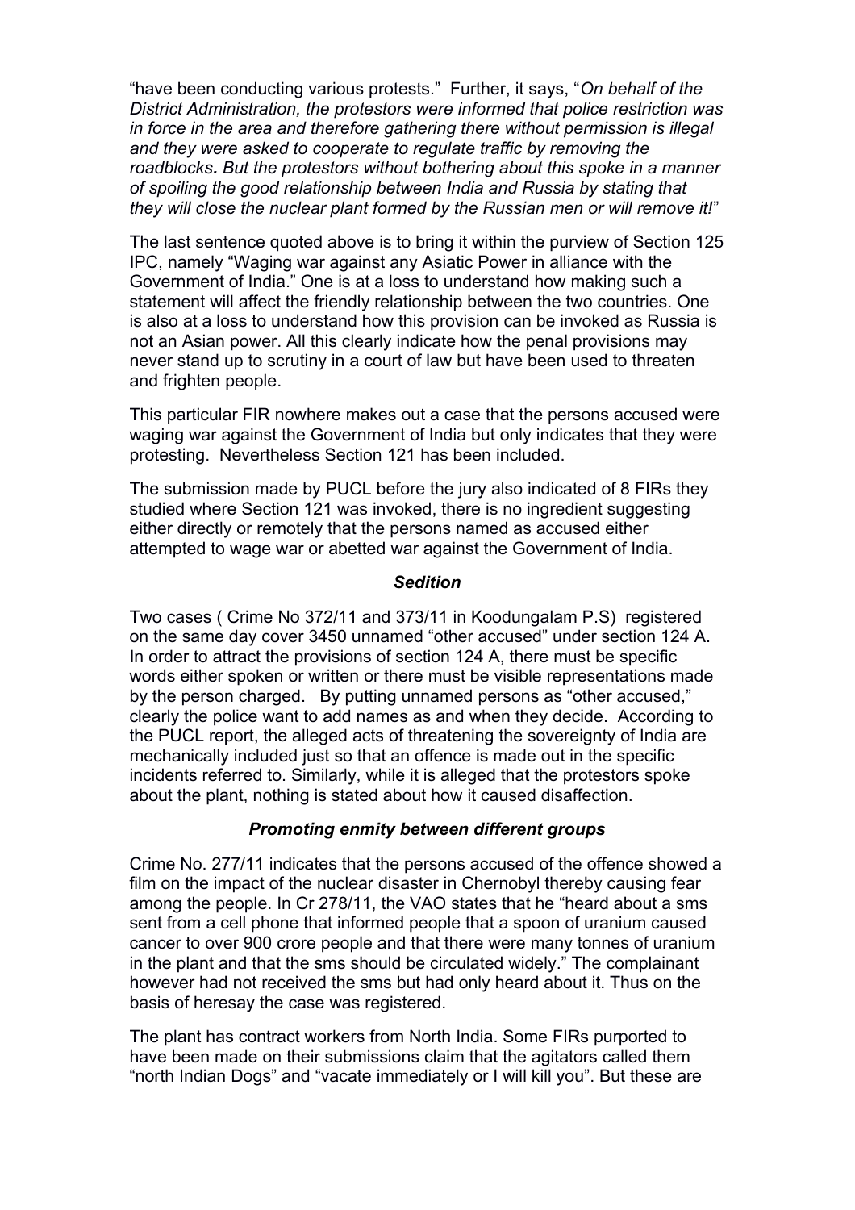"have been conducting various protests." Further, it says, "*On behalf of the District Administration, the protestors were informed that police restriction was in force in the area and therefore gathering there without permission is illegal and they were asked to cooperate to regulate traffic by removing the roadblocks. But the protestors without bothering about this spoke in a manner of spoiling the good relationship between India and Russia by stating that they will close the nuclear plant formed by the Russian men or will remove it!*"

The last sentence quoted above is to bring it within the purview of Section 125 IPC, namely "Waging war against any Asiatic Power in alliance with the Government of India." One is at a loss to understand how making such a statement will affect the friendly relationship between the two countries. One is also at a loss to understand how this provision can be invoked as Russia is not an Asian power. All this clearly indicate how the penal provisions may never stand up to scrutiny in a court of law but have been used to threaten and frighten people.

This particular FIR nowhere makes out a case that the persons accused were waging war against the Government of India but only indicates that they were protesting. Nevertheless Section 121 has been included.

The submission made by PUCL before the jury also indicated of 8 FIRs they studied where Section 121 was invoked, there is no ingredient suggesting either directly or remotely that the persons named as accused either attempted to wage war or abetted war against the Government of India.

### *Sedition*

Two cases ( Crime No 372/11 and 373/11 in Koodungalam P.S) registered on the same day cover 3450 unnamed "other accused" under section 124 A. In order to attract the provisions of section 124 A, there must be specific words either spoken or written or there must be visible representations made by the person charged. By putting unnamed persons as "other accused," clearly the police want to add names as and when they decide. According to the PUCL report, the alleged acts of threatening the sovereignty of India are mechanically included just so that an offence is made out in the specific incidents referred to. Similarly, while it is alleged that the protestors spoke about the plant, nothing is stated about how it caused disaffection.

### *Promoting enmity between different groups*

Crime No. 277/11 indicates that the persons accused of the offence showed a film on the impact of the nuclear disaster in Chernobyl thereby causing fear among the people. In Cr 278/11, the VAO states that he "heard about a sms sent from a cell phone that informed people that a spoon of uranium caused cancer to over 900 crore people and that there were many tonnes of uranium in the plant and that the sms should be circulated widely." The complainant however had not received the sms but had only heard about it. Thus on the basis of heresay the case was registered.

The plant has contract workers from North India. Some FIRs purported to have been made on their submissions claim that the agitators called them "north Indian Dogs" and "vacate immediately or I will kill you". But these are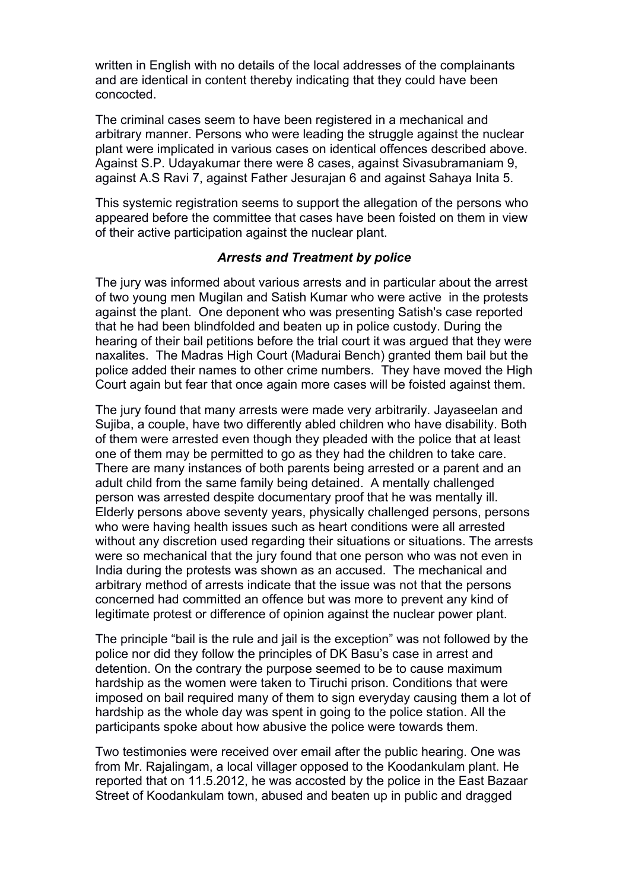written in English with no details of the local addresses of the complainants and are identical in content thereby indicating that they could have been concocted.

The criminal cases seem to have been registered in a mechanical and arbitrary manner. Persons who were leading the struggle against the nuclear plant were implicated in various cases on identical offences described above. Against S.P. Udayakumar there were 8 cases, against Sivasubramaniam 9, against A.S Ravi 7, against Father Jesurajan 6 and against Sahaya Inita 5.

This systemic registration seems to support the allegation of the persons who appeared before the committee that cases have been foisted on them in view of their active participation against the nuclear plant.

### *Arrests and Treatment by police*

The jury was informed about various arrests and in particular about the arrest of two young men Mugilan and Satish Kumar who were active in the protests against the plant. One deponent who was presenting Satish's case reported that he had been blindfolded and beaten up in police custody. During the hearing of their bail petitions before the trial court it was argued that they were naxalites. The Madras High Court (Madurai Bench) granted them bail but the police added their names to other crime numbers. They have moved the High Court again but fear that once again more cases will be foisted against them.

The jury found that many arrests were made very arbitrarily. Jayaseelan and Sujiba, a couple, have two differently abled children who have disability. Both of them were arrested even though they pleaded with the police that at least one of them may be permitted to go as they had the children to take care. There are many instances of both parents being arrested or a parent and an adult child from the same family being detained. A mentally challenged person was arrested despite documentary proof that he was mentally ill. Elderly persons above seventy years, physically challenged persons, persons who were having health issues such as heart conditions were all arrested without any discretion used regarding their situations or situations. The arrests were so mechanical that the jury found that one person who was not even in India during the protests was shown as an accused. The mechanical and arbitrary method of arrests indicate that the issue was not that the persons concerned had committed an offence but was more to prevent any kind of legitimate protest or difference of opinion against the nuclear power plant.

The principle "bail is the rule and jail is the exception" was not followed by the police nor did they follow the principles of DK Basu's case in arrest and detention. On the contrary the purpose seemed to be to cause maximum hardship as the women were taken to Tiruchi prison. Conditions that were imposed on bail required many of them to sign everyday causing them a lot of hardship as the whole day was spent in going to the police station. All the participants spoke about how abusive the police were towards them.

Two testimonies were received over email after the public hearing. One was from Mr. Rajalingam, a local villager opposed to the Koodankulam plant. He reported that on 11.5.2012, he was accosted by the police in the East Bazaar Street of Koodankulam town, abused and beaten up in public and dragged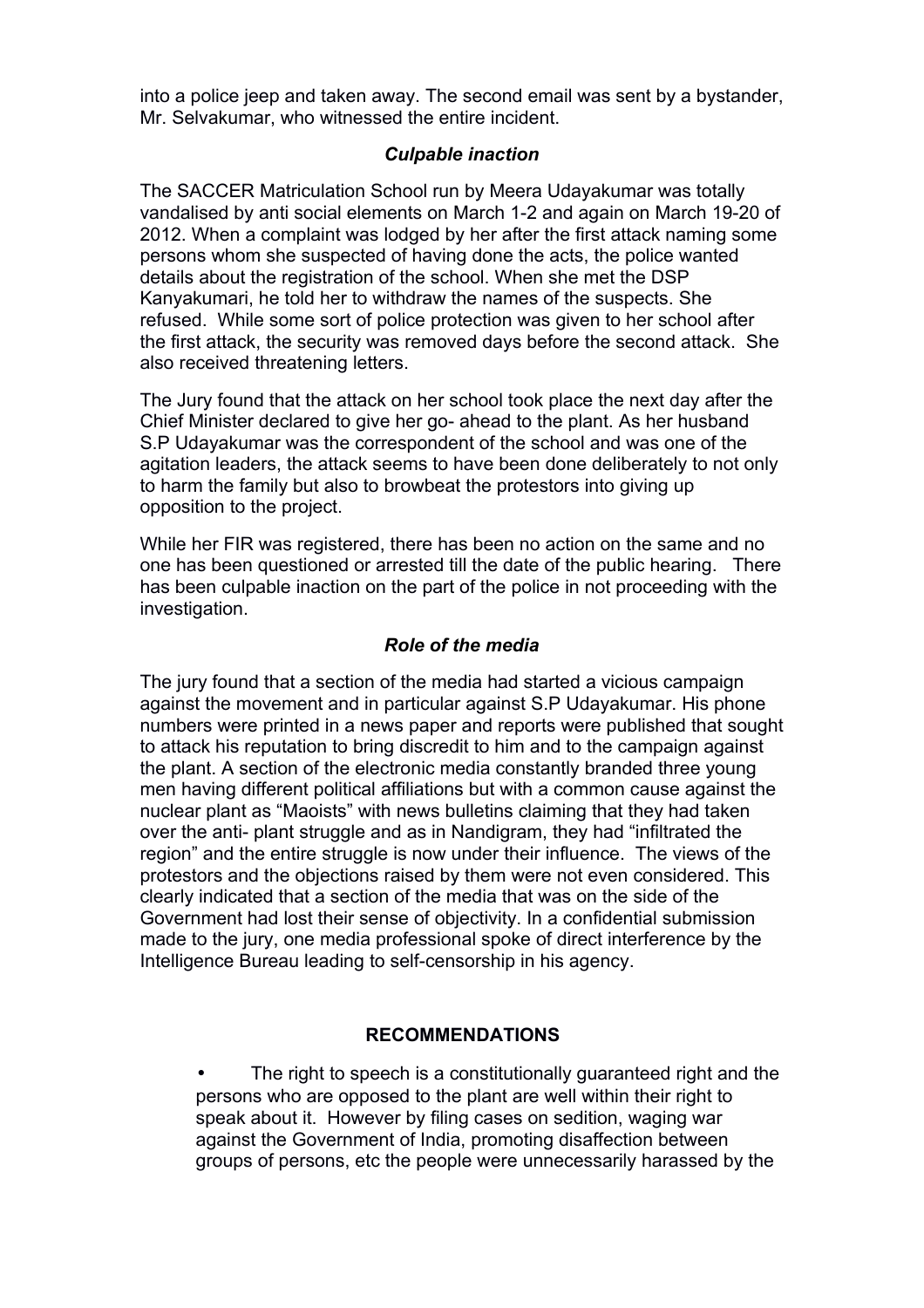into a police jeep and taken away. The second email was sent by a bystander, Mr. Selvakumar, who witnessed the entire incident.

### *Culpable inaction*

The SACCER Matriculation School run by Meera Udayakumar was totally vandalised by anti social elements on March 1-2 and again on March 19-20 of 2012. When a complaint was lodged by her after the first attack naming some persons whom she suspected of having done the acts, the police wanted details about the registration of the school. When she met the DSP Kanyakumari, he told her to withdraw the names of the suspects. She refused. While some sort of police protection was given to her school after the first attack, the security was removed days before the second attack. She also received threatening letters.

The Jury found that the attack on her school took place the next day after the Chief Minister declared to give her go- ahead to the plant. As her husband S.P Udayakumar was the correspondent of the school and was one of the agitation leaders, the attack seems to have been done deliberately to not only to harm the family but also to browbeat the protestors into giving up opposition to the project.

While her FIR was registered, there has been no action on the same and no one has been questioned or arrested till the date of the public hearing. There has been culpable inaction on the part of the police in not proceeding with the investigation.

### *Role of the media*

The jury found that a section of the media had started a vicious campaign against the movement and in particular against S.P Udayakumar. His phone numbers were printed in a news paper and reports were published that sought to attack his reputation to bring discredit to him and to the campaign against the plant. A section of the electronic media constantly branded three young men having different political affiliations but with a common cause against the nuclear plant as "Maoists" with news bulletins claiming that they had taken over the anti- plant struggle and as in Nandigram, they had "infiltrated the region" and the entire struggle is now under their influence. The views of the protestors and the objections raised by them were not even considered. This clearly indicated that a section of the media that was on the side of the Government had lost their sense of objectivity. In a confidential submission made to the jury, one media professional spoke of direct interference by the Intelligence Bureau leading to self-censorship in his agency.

## RECOMMENDATIONS

- The right to speech is a constitutionally guaranteed right and the persons who are opposed to the plant are well within their right to speak about it. However by filing cases on sedition, waging war against the Government of India, promoting disaffection between groups of persons, etc the people were unnecessarily harassed by the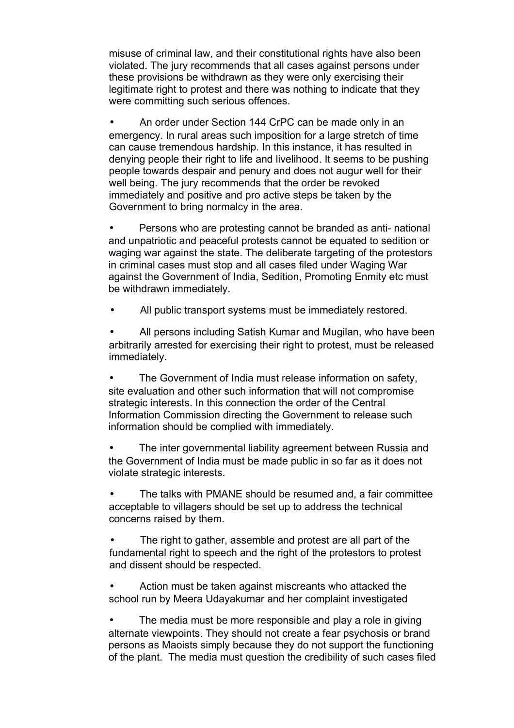misuse of criminal law, and their constitutional rights have also been violated. The jury recommends that all cases against persons under these provisions be withdrawn as they were only exercising their legitimate right to protest and there was nothing to indicate that they were committing such serious offences.

- An order under Section 144 CrPC can be made only in an emergency. In rural areas such imposition for a large stretch of time can cause tremendous hardship. In this instance, it has resulted in denying people their right to life and livelihood. It seems to be pushing people towards despair and penury and does not augur well for their well being. The jury recommends that the order be revoked immediately and positive and pro active steps be taken by the Government to bring normalcy in the area.

- Persons who are protesting cannot be branded as anti- national and unpatriotic and peaceful protests cannot be equated to sedition or waging war against the state. The deliberate targeting of the protestors in criminal cases must stop and all cases filed under Waging War against the Government of India, Sedition, Promoting Enmity etc must be withdrawn immediately.

- All public transport systems must be immediately restored.

- All persons including Satish Kumar and Mugilan, who have been arbitrarily arrested for exercising their right to protest, must be released immediately.

- The Government of India must release information on safety, site evaluation and other such information that will not compromise strategic interests. In this connection the order of the Central Information Commission directing the Government to release such information should be complied with immediately.

- The inter governmental liability agreement between Russia and the Government of India must be made public in so far as it does not violate strategic interests.

- The talks with PMANE should be resumed and, a fair committee acceptable to villagers should be set up to address the technical concerns raised by them.

- The right to gather, assemble and protest are all part of the fundamental right to speech and the right of the protestors to protest and dissent should be respected.

- Action must be taken against miscreants who attacked the school run by Meera Udayakumar and her complaint investigated

- The media must be more responsible and play a role in giving alternate viewpoints. They should not create a fear psychosis or brand persons as Maoists simply because they do not support the functioning of the plant. The media must question the credibility of such cases filed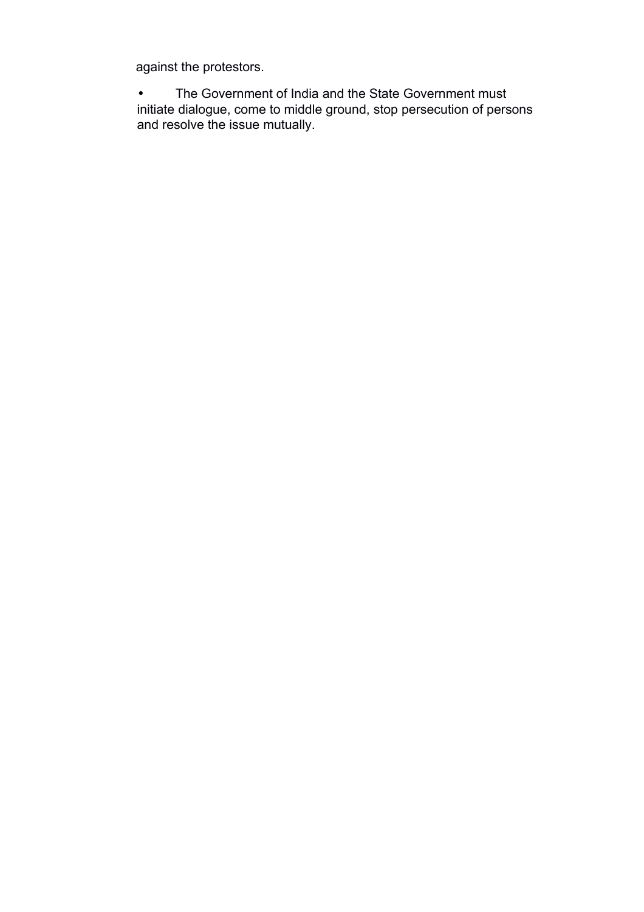against the protestors.

- The Government of India and the State Government must initiate dialogue, come to middle ground, stop persecution of persons and resolve the issue mutually.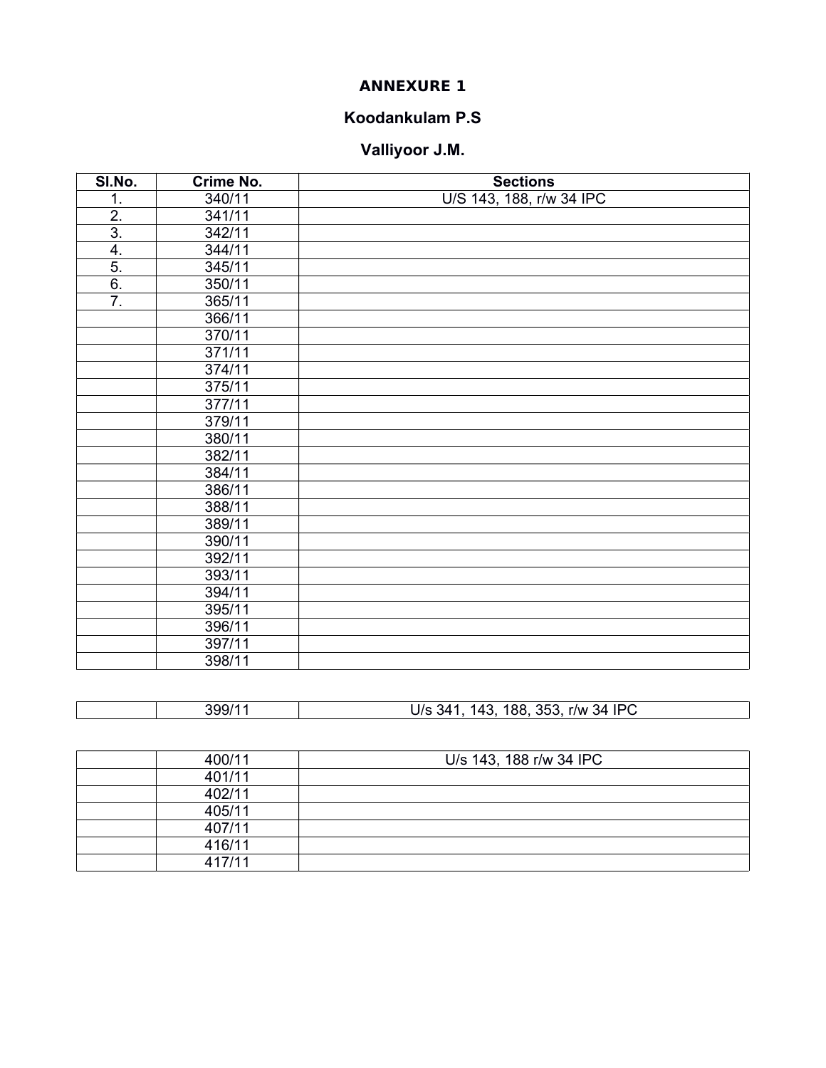**ANNEXURE 1**

**Koodankulam P.S**

**Valliyoor J.M.**

| Sl.No. | Crime No. | Sections |
|---|---|---|
| 1. | 340/11 | U/S 143, 188, r/w 34 IPC |
| 2. | 341/11 | |
| 3. | 342/11 | |
| 4. | 344/11 | |
| 5. | 345/11 | |
| 6. | 350/11 | |
| 7. | 365/11 | |
| | 366/11 | |
| | 370/11 | |
| | 371/11 | |
| | 374/11 | |
| | 375/11 | |
| | 377/11 | |
| | 379/11 | |
| | 380/11 | |
| | 382/11 | |
| | 384/11 | |
| | 386/11 | |
| | 388/11 | |
| | 389/11 | |
| | 390/11 | |
| | 392/11 | |
| | 393/11 | |
| | 394/11 | |
| | 395/11 | |
| | 396/11 | |
| | 397/11 | |
| | 398/11 | |
| | 399/11 | U/s 341, 143, 188, 353, r/w 34 IPC |
| | 400/11 | U/s 143, 188 r/w 34 IPC |
| | 401/11 | |
| | 402/11 | |
| | 405/11 | |
| | 407/11 | |
| | 416/11 | |
| | 417/11 | |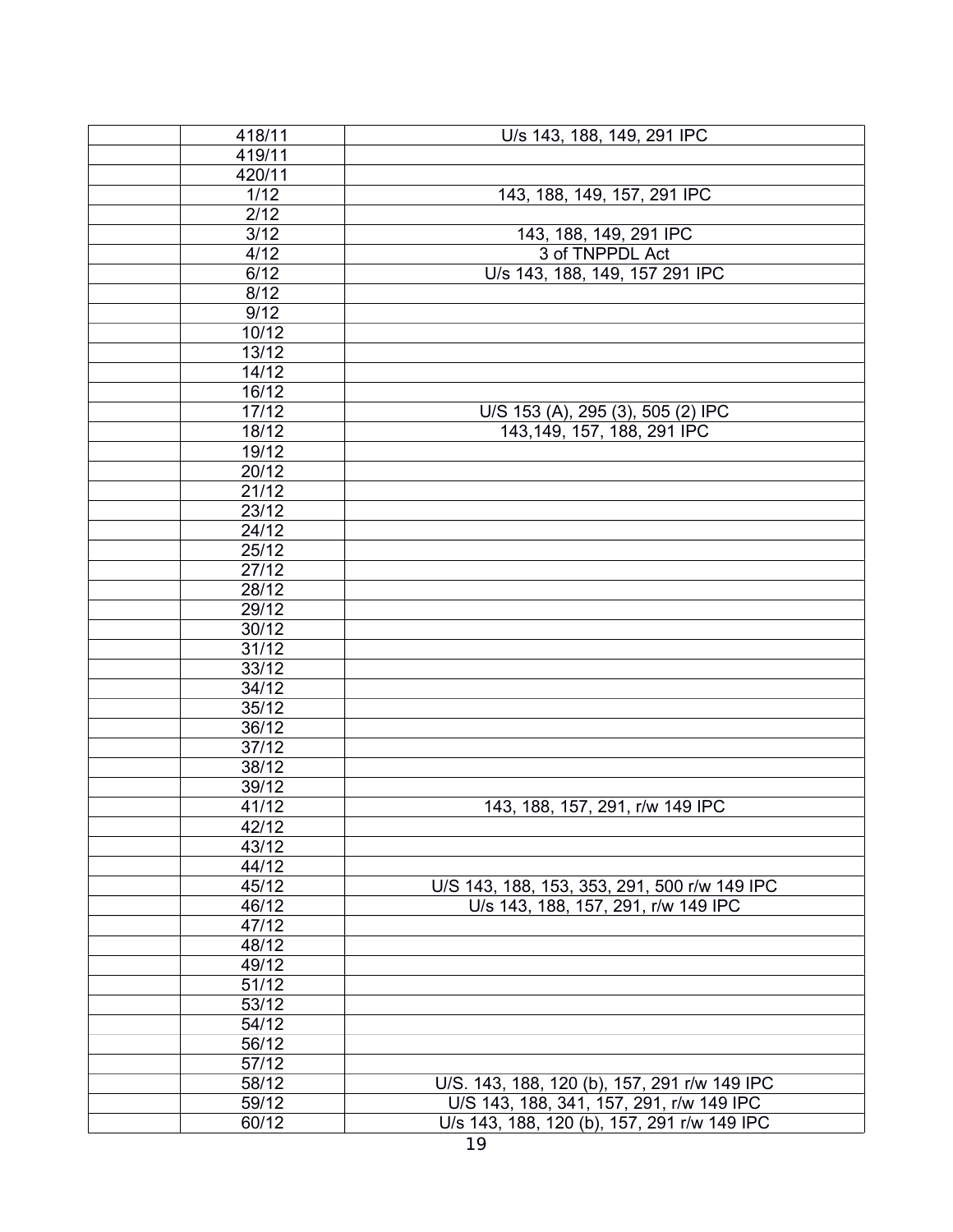| | | |
|---|---|---|
| | 418/11 | U/s 143, 188, 149, 291 IPC |
| | 419/11 | |
| | 420/11 | |
| | 1/12 | 143, 188, 149, 157, 291 IPC |
| | 2/12 | |
| | 3/12 | 143, 188, 149, 291 IPC |
| | 4/12 | 3 of TNPPDL Act |
| | 6/12 | U/s 143, 188, 149, 157 291 IPC |
| | 8/12 | |
| | 9/12 | |
| | 10/12 | |
| | 13/12 | |
| | 14/12 | |
| | 16/12 | |
| | 17/12 | U/S 153 (A), 295 (3), 505 (2) IPC |
| | 18/12 | 143,149, 157, 188, 291 IPC |
| | 19/12 | |
| | 20/12 | |
| | 21/12 | |
| | 23/12 | |
| | 24/12 | |
| | 25/12 | |
| | 27/12 | |
| | 28/12 | |
| | 29/12 | |
| | 30/12 | |
| | 31/12 | |
| | 33/12 | |
| | 34/12 | |
| | 35/12 | |
| | 36/12 | |
| | 37/12 | |
| | 38/12 | |
| | 39/12 | |
| | 41/12 | 143, 188, 157, 291, r/w 149 IPC |
| | 42/12 | |
| | 43/12 | |
| | 44/12 | |
| | 45/12 | U/S 143, 188, 153, 353, 291, 500 r/w 149 IPC |
| | 46/12 | U/s 143, 188, 157, 291, r/w 149 IPC |
| | 47/12 | |
| | 48/12 | |
| | 49/12 | |
| | 51/12 | |
| | 53/12 | |
| | 54/12 | |
| | 56/12 | |
| | 57/12 | |
| | 58/12 | U/S. 143, 188, 120 (b), 157, 291 r/w 149 IPC |
| | 59/12 | U/S 143, 188, 341, 157, 291, r/w 149 IPC |
| | 60/12 | U/s 143, 188, 120 (b), 157, 291 r/w 149 IPC |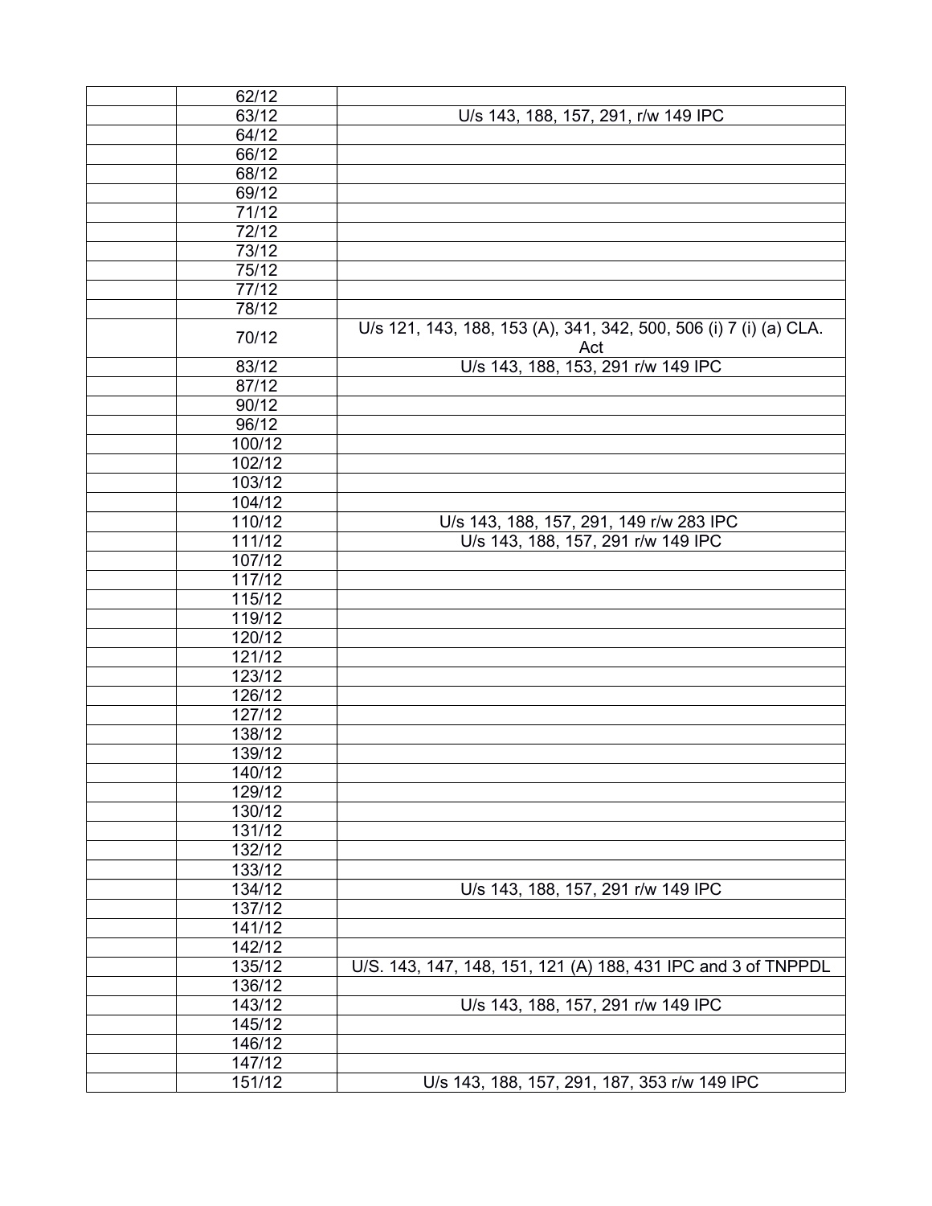| | | |
|---|---|---|
| | 62/12 | |
| | 63/12 | U/s 143, 188, 157, 291, r/w 149 IPC |
| | 64/12 | |
| | 66/12 | |
| | 68/12 | |
| | 69/12 | |
| | 71/12 | |
| | 72/12 | |
| | 73/12 | |
| | 75/12 | |
| | 77/12 | |
| | 78/12 | |
| | 70/12 | U/s 121, 143, 188, 153 (A), 341, 342, 500, 506 (i) 7 (i) (a) CLA. Act |
| | 83/12 | U/s 143, 188, 153, 291 r/w 149 IPC |
| | 87/12 | |
| | 90/12 | |
| | 96/12 | |
| | 100/12 | |
| | 102/12 | |
| | 103/12 | |
| | 104/12 | |
| | 110/12 | U/s 143, 188, 157, 291, 149 r/w 283 IPC |
| | 111/12 | U/s 143, 188, 157, 291 r/w 149 IPC |
| | 107/12 | |
| | 117/12 | |
| | 115/12 | |
| | 119/12 | |
| | 120/12 | |
| | 121/12 | |
| | 123/12 | |
| | 126/12 | |
| | 127/12 | |
| | 138/12 | |
| | 139/12 | |
| | 140/12 | |
| | 129/12 | |
| | 130/12 | |
| | 131/12 | |
| | 132/12 | |
| | 133/12 | |
| | 134/12 | U/s 143, 188, 157, 291 r/w 149 IPC |
| | 137/12 | |
| | 141/12 | |
| | 142/12 | |
| | 135/12 | U/S. 143, 147, 148, 151, 121 (A) 188, 431 IPC and 3 of TNPPDL |
| | 136/12 | |
| | 143/12 | U/s 143, 188, 157, 291 r/w 149 IPC |
| | 145/12 | |
| | 146/12 | |
| | 147/12 | |
| | 151/12 | U/s 143, 188, 157, 291, 187, 353 r/w 149 IPC |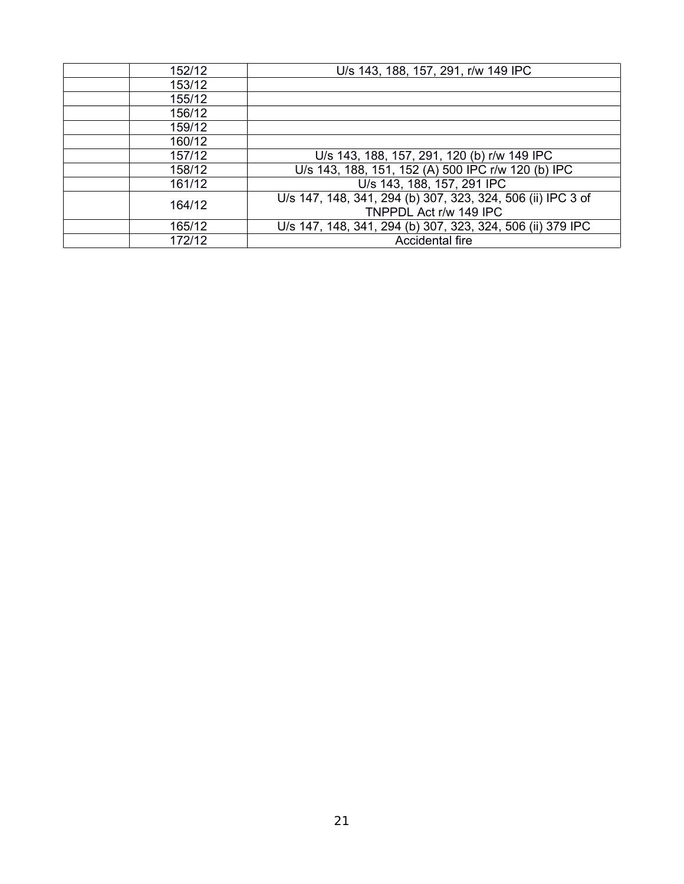| | | |
|---|---|---|
| | 152/12 | U/s 143, 188, 157, 291, r/w 149 IPC |
| | 153/12 | |
| | 155/12 | |
| | 156/12 | |
| | 159/12 | |
| | 160/12 | |
| | 157/12 | U/s 143, 188, 157, 291, 120 (b) r/w 149 IPC |
| | 158/12 | U/s 143, 188, 151, 152 (A) 500 IPC r/w 120 (b) IPC |
| | 161/12 | U/s 143, 188, 157, 291 IPC |
| | 164/12 | U/s 147, 148, 341, 294 (b) 307, 323, 324, 506 (ii) IPC 3 of TNPPDL Act r/w 149 IPC |
| | 165/12 | U/s 147, 148, 341, 294 (b) 307, 323, 324, 506 (ii) 379 IPC |
| | 172/12 | Accidental fire |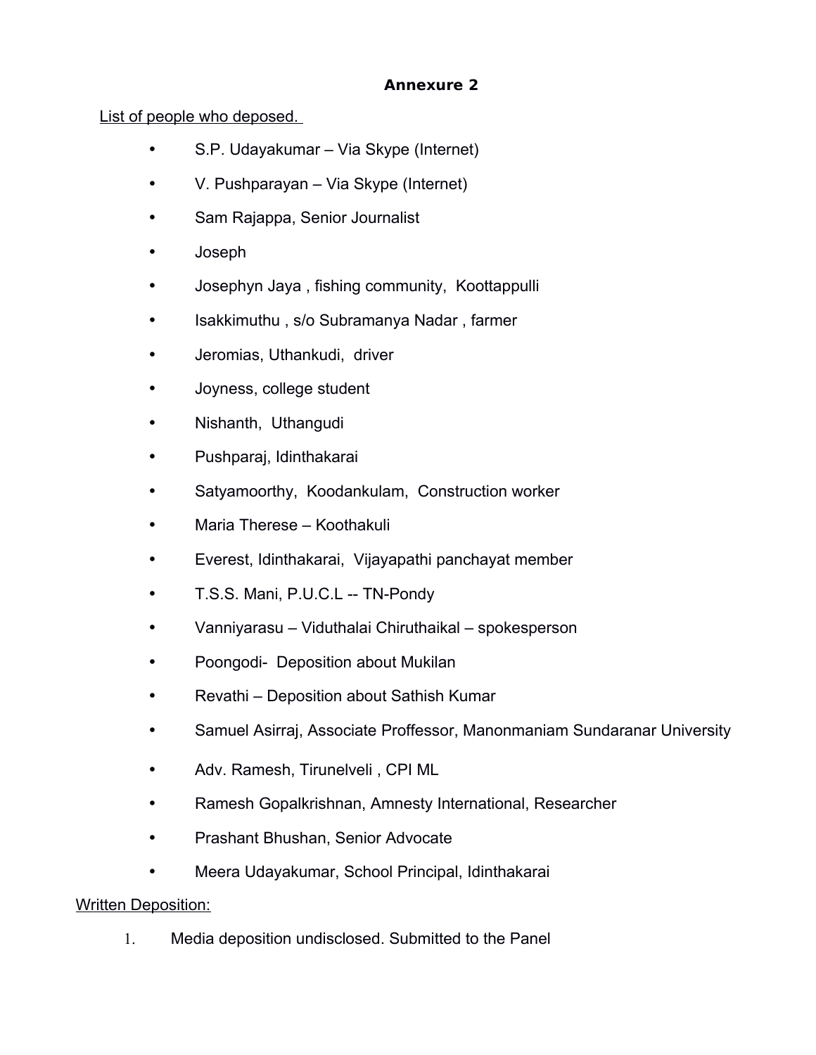**Annexure 2**

List of people who deposed.

- S.P. Udayakumar – Via Skype (Internet)
- V. Pushparayan – Via Skype (Internet)
- Sam Rajappa, Senior Journalist
- Joseph
- Josephyn Jaya , fishing community, Koottappulli
- Isakkimuthu , s/o Subramanya Nadar , farmer
- Jeromias, Uthankudi, driver
- Joyness, college student
- Nishanth, Uthangudi
- Pushparaj, Idinthakarai
- Satyamoorthy, Koodankulam, Construction worker
- Maria Therese – Koothakuli
- Everest, Idinthakarai, Vijayapathi panchayat member
- T.S.S. Mani, P.U.C.L -- TN-Pondy
- Vanniyarasu – Viduthalai Chiruthaikal – spokesperson
- Poongodi- Deposition about Mukilan
- Revathi – Deposition about Sathish Kumar
- Samuel Asirraj, Associate Proffessor, Manonmaniam Sundaranar University
- Adv. Ramesh, Tirunelveli , CPI ML
- Ramesh Gopalkrishnan, Amnesty International, Researcher
- Prashant Bhushan, Senior Advocate
- Meera Udayakumar, School Principal, Idinthakarai

Written Deposition:

1. Media deposition undisclosed. Submitted to the Panel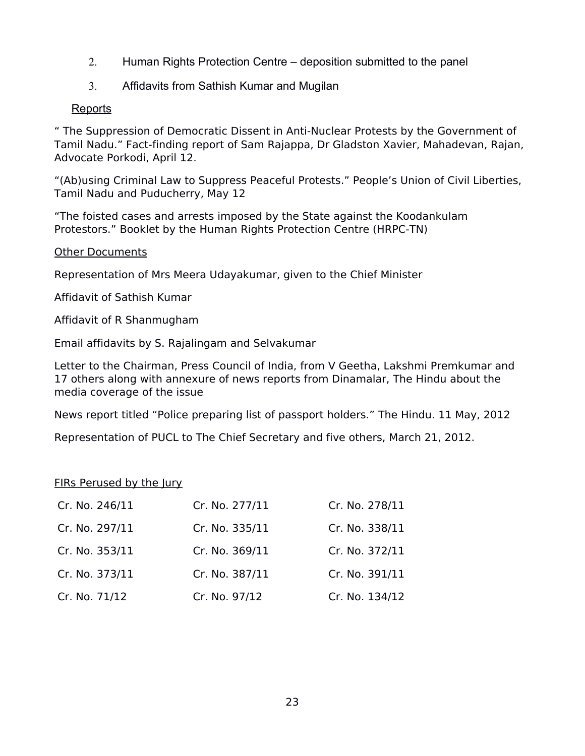2. Human Rights Protection Centre – deposition submitted to the panel
3. Affidavits from Sathish Kumar and Mugilan

<u>Reports</u>

" The Suppression of Democratic Dissent in Anti-Nuclear Protests by the Government of Tamil Nadu." Fact-finding report of Sam Rajappa, Dr Gladston Xavier, Mahadevan, Rajan, Advocate Porkodi, April 12.

"(Ab)using Criminal Law to Suppress Peaceful Protests." People's Union of Civil Liberties, Tamil Nadu and Puducherry, May 12

"The foisted cases and arrests imposed by the State against the Koodankulam Protestors." Booklet by the Human Rights Protection Centre (HRPC-TN)

<u>Other Documents</u>

Representation of Mrs Meera Udayakumar, given to the Chief Minister

Affidavit of Sathish Kumar

Affidavit of R Shanmugham

Email affidavits by S. Rajalingam and Selvakumar

Letter to the Chairman, Press Council of India, from V Geetha, Lakshmi Premkumar and 17 others along with annexure of news reports from Dinamalar, The Hindu about the media coverage of the issue

News report titled "Police preparing list of passport holders." The Hindu. 11 May, 2012

Representation of PUCL to The Chief Secretary and five others, March 21, 2012.

<u>FIRs Perused by the Jury</u>

| | | |
|---|---|---|
| Cr. No. 246/11 | Cr. No. 277/11 | Cr. No. 278/11 |
| Cr. No. 297/11 | Cr. No. 335/11 | Cr. No. 338/11 |
| Cr. No. 353/11 | Cr. No. 369/11 | Cr. No. 372/11 |
| Cr. No. 373/11 | Cr. No. 387/11 | Cr. No. 391/11 |
| Cr. No. 71/12 | Cr. No. 97/12 | Cr. No. 134/12 |